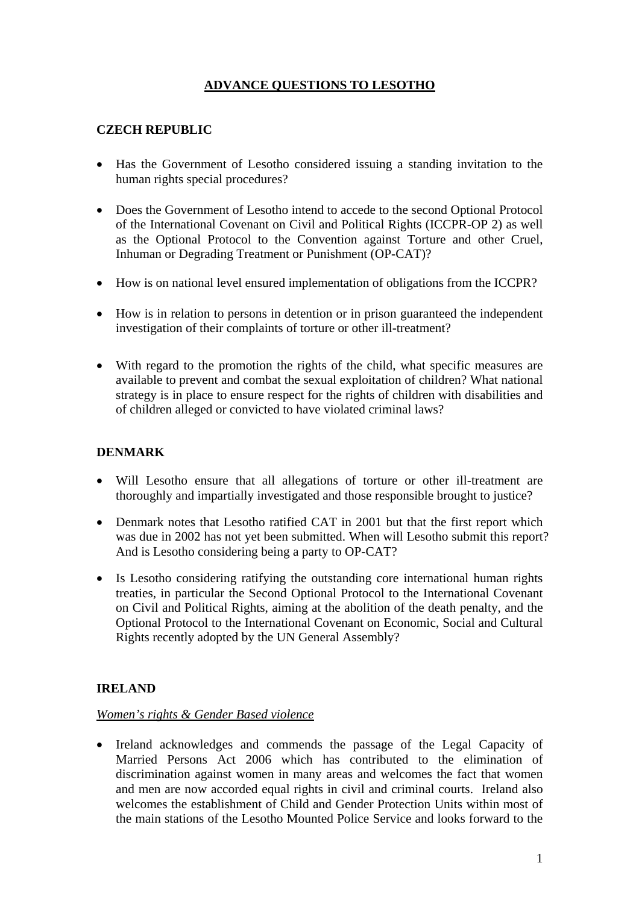# ADVANCE QUESTIONS TO LESOTHO

## CZECH REPUBLIC

- Has the Government of Lesotho considered issuing a standing invitation to the human rights special procedures?
- Does the Government of Lesotho intend to accede to the second Optional Protocol of the International Covenant on Civil and Political Rights (ICCPR-OP 2) as well as the Optional Protocol to the Convention against Torture and other Cruel, Inhuman or Degrading Treatment or Punishment (OP-CAT)?
- How is on national level ensured implementation of obligations from the ICCPR?
- How is in relation to persons in detention or in prison guaranteed the independent investigation of their complaints of torture or other ill-treatment?
- With regard to the promotion the rights of the child, what specific measures are available to prevent and combat the sexual exploitation of children? What national strategy is in place to ensure respect for the rights of children with disabilities and of children alleged or convicted to have violated criminal laws?

## DENMARK

- Will Lesotho ensure that all allegations of torture or other ill-treatment are thoroughly and impartially investigated and those responsible brought to justice?
- Denmark notes that Lesotho ratified CAT in 2001 but that the first report which was due in 2002 has not yet been submitted. When will Lesotho submit this report? And is Lesotho considering being a party to OP-CAT?
- Is Lesotho considering ratifying the outstanding core international human rights treaties, in particular the Second Optional Protocol to the International Covenant on Civil and Political Rights, aiming at the abolition of the death penalty, and the Optional Protocol to the International Covenant on Economic, Social and Cultural Rights recently adopted by the UN General Assembly?

## IRELAND

*Women's rights & Gender Based violence*

- Ireland acknowledges and commends the passage of the Legal Capacity of Married Persons Act 2006 which has contributed to the elimination of discrimination against women in many areas and welcomes the fact that women and men are now accorded equal rights in civil and criminal courts. Ireland also welcomes the establishment of Child and Gender Protection Units within most of the main stations of the Lesotho Mounted Police Service and looks forward to the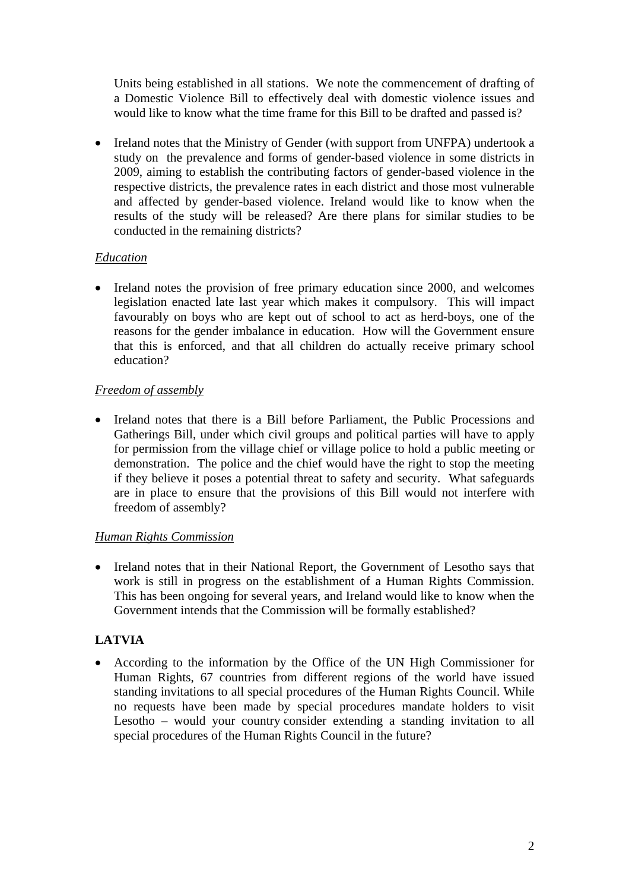Units being established in all stations. We note the commencement of drafting of a Domestic Violence Bill to effectively deal with domestic violence issues and would like to know what the time frame for this Bill to be drafted and passed is?

- Ireland notes that the Ministry of Gender (with support from UNFPA) undertook a study on the prevalence and forms of gender-based violence in some districts in 2009, aiming to establish the contributing factors of gender-based violence in the respective districts, the prevalence rates in each district and those most vulnerable and affected by gender-based violence. Ireland would like to know when the results of the study will be released? Are there plans for similar studies to be conducted in the remaining districts?

*Education*

- Ireland notes the provision of free primary education since 2000, and welcomes legislation enacted late last year which makes it compulsory. This will impact favourably on boys who are kept out of school to act as herd-boys, one of the reasons for the gender imbalance in education. How will the Government ensure that this is enforced, and that all children do actually receive primary school education?

*Freedom of assembly*

- Ireland notes that there is a Bill before Parliament, the Public Processions and Gatherings Bill, under which civil groups and political parties will have to apply for permission from the village chief or village police to hold a public meeting or demonstration. The police and the chief would have the right to stop the meeting if they believe it poses a potential threat to safety and security. What safeguards are in place to ensure that the provisions of this Bill would not interfere with freedom of assembly?

*Human Rights Commission*

- Ireland notes that in their National Report, the Government of Lesotho says that work is still in progress on the establishment of a Human Rights Commission. This has been ongoing for several years, and Ireland would like to know when the Government intends that the Commission will be formally established?

## LATVIA

- According to the information by the Office of the UN High Commissioner for Human Rights, 67 countries from different regions of the world have issued standing invitations to all special procedures of the Human Rights Council. While no requests have been made by special procedures mandate holders to visit Lesotho – would your country consider extending a standing invitation to all special procedures of the Human Rights Council in the future?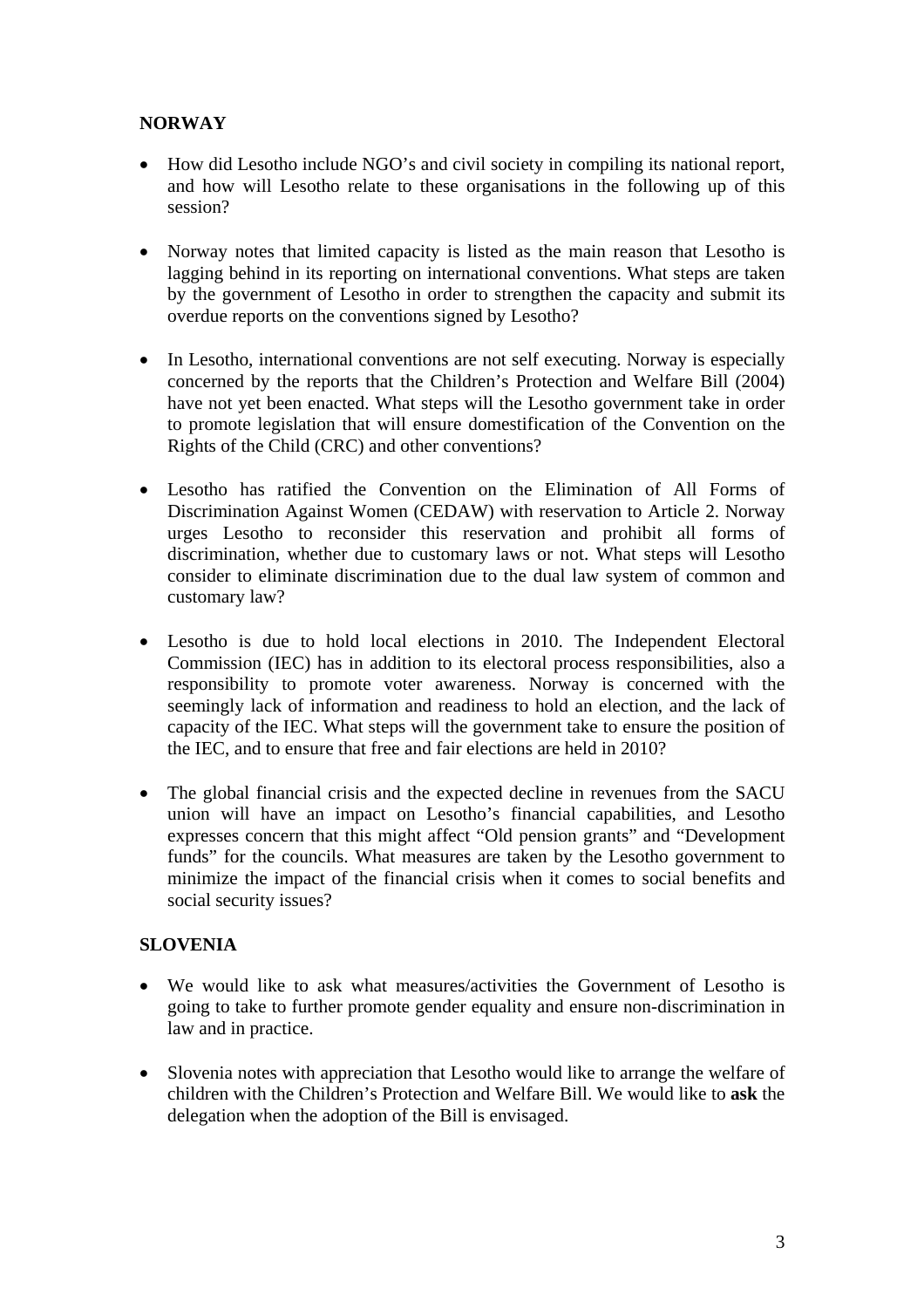**NORWAY**

- How did Lesotho include NGO's and civil society in compiling its national report, and how will Lesotho relate to these organisations in the following up of this session?

- Norway notes that limited capacity is listed as the main reason that Lesotho is lagging behind in its reporting on international conventions. What steps are taken by the government of Lesotho in order to strengthen the capacity and submit its overdue reports on the conventions signed by Lesotho?

- In Lesotho, international conventions are not self executing. Norway is especially concerned by the reports that the Children's Protection and Welfare Bill (2004) have not yet been enacted. What steps will the Lesotho government take in order to promote legislation that will ensure domestification of the Convention on the Rights of the Child (CRC) and other conventions?

- Lesotho has ratified the Convention on the Elimination of All Forms of Discrimination Against Women (CEDAW) with reservation to Article 2. Norway urges Lesotho to reconsider this reservation and prohibit all forms of discrimination, whether due to customary laws or not. What steps will Lesotho consider to eliminate discrimination due to the dual law system of common and customary law?

- Lesotho is due to hold local elections in 2010. The Independent Electoral Commission (IEC) has in addition to its electoral process responsibilities, also a responsibility to promote voter awareness. Norway is concerned with the seemingly lack of information and readiness to hold an election, and the lack of capacity of the IEC. What steps will the government take to ensure the position of the IEC, and to ensure that free and fair elections are held in 2010?

- The global financial crisis and the expected decline in revenues from the SACU union will have an impact on Lesotho's financial capabilities, and Lesotho expresses concern that this might affect "Old pension grants" and "Development funds" for the councils. What measures are taken by the Lesotho government to minimize the impact of the financial crisis when it comes to social benefits and social security issues?

**SLOVENIA**

- We would like to ask what measures/activities the Government of Lesotho is going to take to further promote gender equality and ensure non-discrimination in law and in practice.

- Slovenia notes with appreciation that Lesotho would like to arrange the welfare of children with the Children's Protection and Welfare Bill. We would like to **ask** the delegation when the adoption of the Bill is envisaged.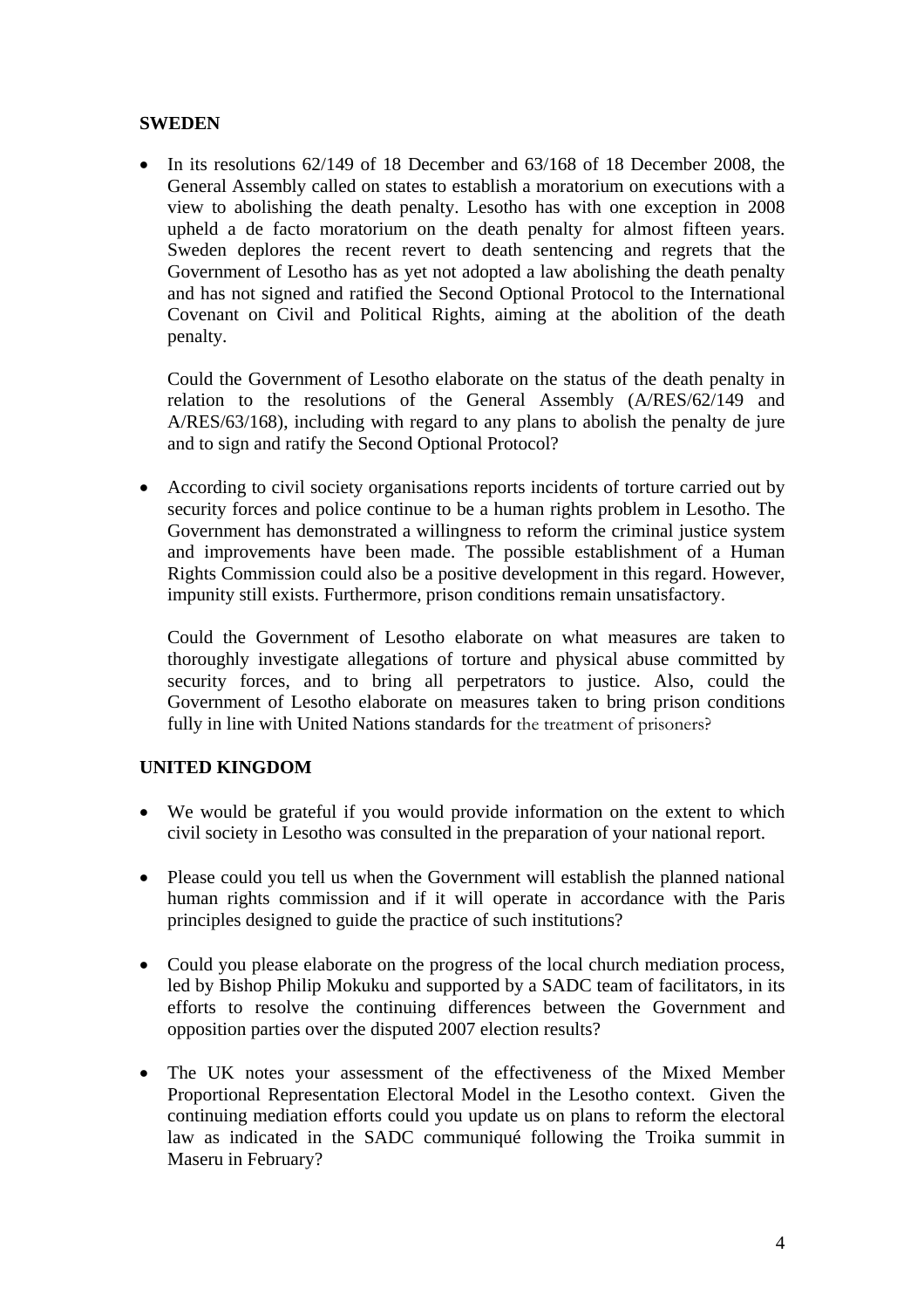**SWEDEN**

- In its resolutions 62/149 of 18 December and 63/168 of 18 December 2008, the General Assembly called on states to establish a moratorium on executions with a view to abolishing the death penalty. Lesotho has with one exception in 2008 upheld a de facto moratorium on the death penalty for almost fifteen years. Sweden deplores the recent revert to death sentencing and regrets that the Government of Lesotho has as yet not adopted a law abolishing the death penalty and has not signed and ratified the Second Optional Protocol to the International Covenant on Civil and Political Rights, aiming at the abolition of the death penalty.

  Could the Government of Lesotho elaborate on the status of the death penalty in relation to the resolutions of the General Assembly (A/RES/62/149 and A/RES/63/168), including with regard to any plans to abolish the penalty de jure and to sign and ratify the Second Optional Protocol?

- According to civil society organisations reports incidents of torture carried out by security forces and police continue to be a human rights problem in Lesotho. The Government has demonstrated a willingness to reform the criminal justice system and improvements have been made. The possible establishment of a Human Rights Commission could also be a positive development in this regard. However, impunity still exists. Furthermore, prison conditions remain unsatisfactory.

  Could the Government of Lesotho elaborate on what measures are taken to thoroughly investigate allegations of torture and physical abuse committed by security forces, and to bring all perpetrators to justice. Also, could the Government of Lesotho elaborate on measures taken to bring prison conditions fully in line with United Nations standards for the treatment of prisoners?

**UNITED KINGDOM**

- We would be grateful if you would provide information on the extent to which civil society in Lesotho was consulted in the preparation of your national report.

- Please could you tell us when the Government will establish the planned national human rights commission and if it will operate in accordance with the Paris principles designed to guide the practice of such institutions?

- Could you please elaborate on the progress of the local church mediation process, led by Bishop Philip Mokuku and supported by a SADC team of facilitators, in its efforts to resolve the continuing differences between the Government and opposition parties over the disputed 2007 election results?

- The UK notes your assessment of the effectiveness of the Mixed Member Proportional Representation Electoral Model in the Lesotho context. Given the continuing mediation efforts could you update us on plans to reform the electoral law as indicated in the SADC communiqué following the Troika summit in Maseru in February?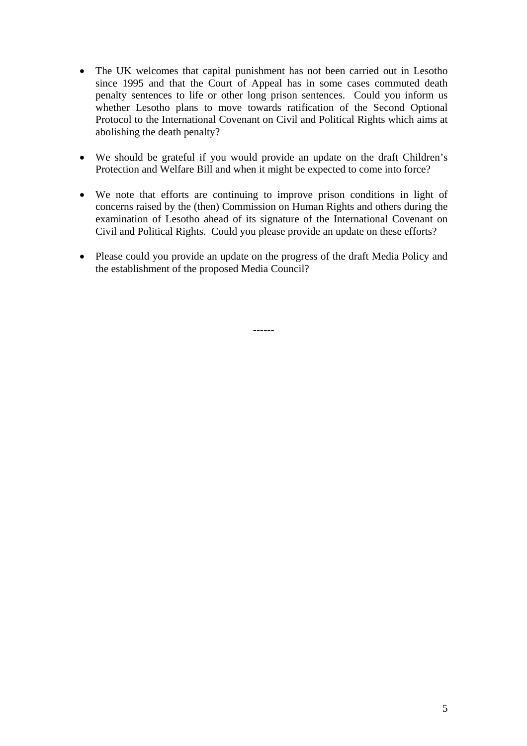- The UK welcomes that capital punishment has not been carried out in Lesotho since 1995 and that the Court of Appeal has in some cases commuted death penalty sentences to life or other long prison sentences. Could you inform us whether Lesotho plans to move towards ratification of the Second Optional Protocol to the International Covenant on Civil and Political Rights which aims at abolishing the death penalty?

- We should be grateful if you would provide an update on the draft Children's Protection and Welfare Bill and when it might be expected to come into force?

- We note that efforts are continuing to improve prison conditions in light of concerns raised by the (then) Commission on Human Rights and others during the examination of Lesotho ahead of its signature of the International Covenant on Civil and Political Rights. Could you please provide an update on these efforts?

- Please could you provide an update on the progress of the draft Media Policy and the establishment of the proposed Media Council?

------